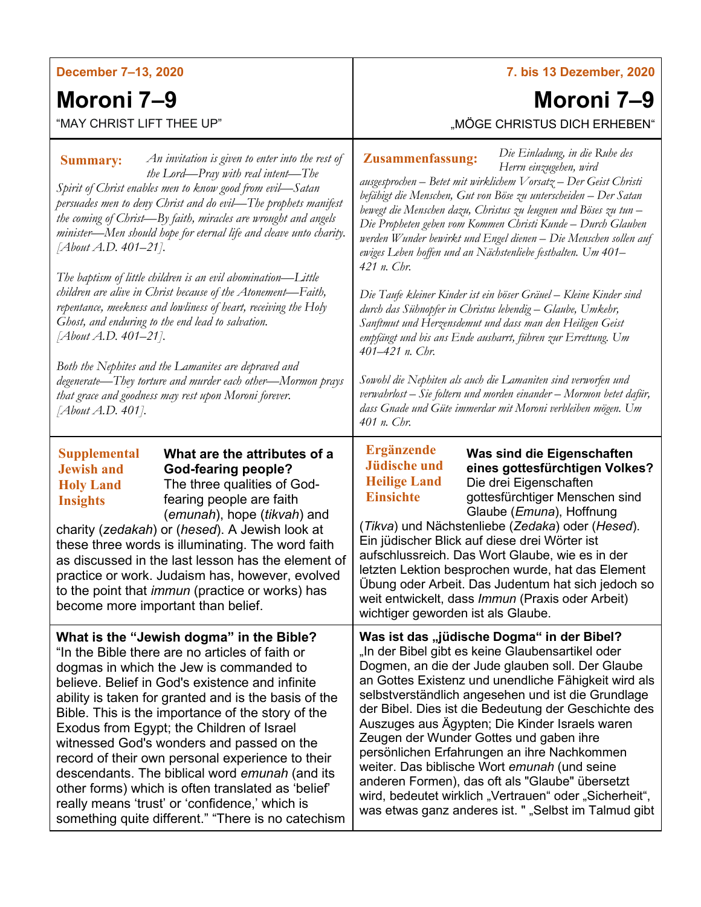**December 7–13, 2020**

# Moroni 7–9

"MAY CHRIST LIFT THEE UP"

**Summary:** *An invitation is given to enter into the rest of the Lord—Pray with real intent—The Spirit of Christ enables men to know good from evil—Satan persuades men to deny Christ and do evil—The prophets manifest the coming of Christ—By faith, miracles are wrought and angels minister—Men should hope for eternal life and cleave unto charity. [About A.D. 401–21].*

*The baptism of little children is an evil abomination—Little children are alive in Christ because of the Atonement—Faith, repentance, meekness and lowliness of heart, receiving the Holy Ghost, and enduring to the end lead to salvation. [About A.D. 401–21].*

*Both the Nephites and the Lamanites are depraved and degenerate—They torture and murder each other—Mormon prays that grace and goodness may rest upon Moroni forever. [About A.D. 401].*

**Supplemental Jewish and Holy Land Insights**

**What are the attributes of a God-fearing people?**
The three qualities of God-fearing people are faith (*emunah*), hope (*tikvah*) and charity (*zedakah*) or (*hesed*). A Jewish look at these three words is illuminating. The word faith as discussed in the last lesson has the element of practice or work. Judaism has, however, evolved to the point that *immun* (practice or works) has become more important than belief.

**What is the "Jewish dogma" in the Bible?**
"In the Bible there are no articles of faith or dogmas in which the Jew is commanded to believe. Belief in God's existence and infinite ability is taken for granted and is the basis of the Bible. This is the importance of the story of the Exodus from Egypt; the Children of Israel witnessed God's wonders and passed on the record of their own personal experience to their descendants. The biblical word *emunah* (and its other forms) which is often translated as 'belief' really means 'trust' or 'confidence,' which is something quite different." "There is no catechism

---

**7. bis 13 Dezember, 2020**

# Moroni 7–9

„MÖGE CHRISTUS DICH ERHEBEN"

**Zusammenfassung:** *Die Einladung, in die Ruhe des Herrn einzugehen, wird ausgesprochen – Betet mit wirklichem Vorsatz – Der Geist Christi befähigt die Menschen, Gut von Böse zu unterscheiden – Der Satan bewegt die Menschen dazu, Christus zu leugnen und Böses zu tun – Die Propheten geben vom Kommen Christi Kunde – Durch Glauben werden Wunder bewirkt und Engel dienen – Die Menschen sollen auf ewiges Leben hoffen und an Nächstenliebe festhalten. Um 401–421 n. Chr.*

*Die Taufe kleiner Kinder ist ein böser Gräuel – Kleine Kinder sind durch das Sühnopfer in Christus lebendig – Glaube, Umkehr, Sanftmut und Herzensdemut und dass man den Heiligen Geist empfängt und bis ans Ende ausharrt, führen zur Errettung. Um 401–421 n. Chr.*

*Sowohl die Nephiten als auch die Lamaniten sind verworfen und verwahrlost – Sie foltern und morden einander – Mormon betet dafür, dass Gnade und Güte immerdar mit Moroni verbleiben mögen. Um 401 n. Chr.*

**Ergänzende Jüdische und Heilige Land Einsichte**

**Was sind die Eigenschaften eines gottesfürchtigen Volkes?**
Die drei Eigenschaften gottesfürchtiger Menschen sind Glaube (*Emuna*), Hoffnung (*Tikva*) und Nächstenliebe (*Zedaka*) oder (*Hesed*). Ein jüdischer Blick auf diese drei Wörter ist aufschlussreich. Das Wort Glaube, wie es in der letzten Lektion besprochen wurde, hat das Element Übung oder Arbeit. Das Judentum hat sich jedoch so weit entwickelt, dass *Immun* (Praxis oder Arbeit) wichtiger geworden ist als Glaube.

**Was ist das „jüdische Dogma" in der Bibel?**
„In der Bibel gibt es keine Glaubensartikel oder Dogmen, an die der Jude glauben soll. Der Glaube an Gottes Existenz und unendliche Fähigkeit wird als selbstverständlich angesehen und ist die Grundlage der Bibel. Dies ist die Bedeutung der Geschichte des Auszuges aus Ägypten; Die Kinder Israels waren Zeugen der Wunder Gottes und gaben ihre persönlichen Erfahrungen an ihre Nachkommen weiter. Das biblische Wort *emunah* (und seine anderen Formen), das oft als "Glaube" übersetzt wird, bedeutet wirklich „Vertrauen" oder „Sicherheit", was etwas ganz anderes ist. " „Selbst im Talmud gibt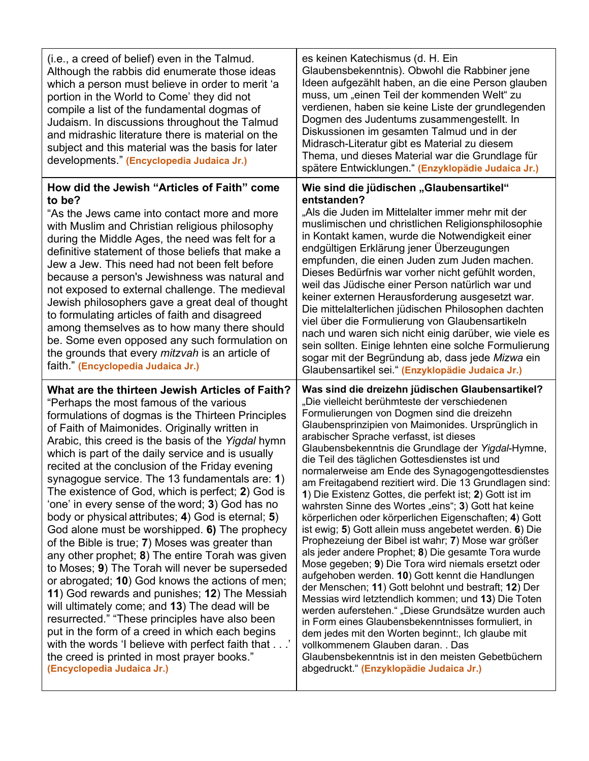| (i.e., a creed of belief) even in the Talmud. Although the rabbis did enumerate those ideas which a person must believe in order to merit 'a portion in the World to Come' they did not compile a list of the fundamental dogmas of Judaism. In discussions throughout the Talmud and midrashic literature there is material on the subject and this material was the basis for later developments." **(Encyclopedia Judaica Jr.)** | es keinen Katechismus (d. H. Ein Glaubensbekenntnis). Obwohl die Rabbiner jene Ideen aufgezählt haben, an die eine Person glauben muss, um „einen Teil der kommenden Welt" zu verdienen, haben sie keine Liste der grundlegenden Dogmen des Judentums zusammengestellt. In Diskussionen im gesamten Talmud und in der Midrasch-Literatur gibt es Material zu diesem Thema, und dieses Material war die Grundlage für spätere Entwicklungen." **(Enzyklopädie Judaica Jr.)** |
|---|---|
| **How did the Jewish "Articles of Faith" come to be?**<br>"As the Jews came into contact more and more with Muslim and Christian religious philosophy during the Middle Ages, the need was felt for a definitive statement of those beliefs that make a Jew a Jew. This need had not been felt before because a person's Jewishness was natural and not exposed to external challenge. The medieval Jewish philosophers gave a great deal of thought to formulating articles of faith and disagreed among themselves as to how many there should be. Some even opposed any such formulation on the grounds that every *mitzvah* is an article of faith." **(Encyclopedia Judaica Jr.)** | **Wie sind die jüdischen „Glaubensartikel" entstanden?**<br>„Als die Juden im Mittelalter immer mehr mit der muslimischen und christlichen Religionsphilosophie in Kontakt kamen, wurde die Notwendigkeit einer endgültigen Erklärung jener Überzeugungen empfunden, die einen Juden zum Juden machen. Dieses Bedürfnis war vorher nicht gefühlt worden, weil das Jüdische einer Person natürlich war und keiner externen Herausforderung ausgesetzt war. Die mittelalterlichen jüdischen Philosophen dachten viel über die Formulierung von Glaubensartikeln nach und waren sich nicht einig darüber, wie viele es sein sollten. Einige lehnten eine solche Formulierung sogar mit der Begründung ab, dass jede *Mizwa* ein Glaubensartikel sei." **(Enzyklopädie Judaica Jr.)** |
| **What are the thirteen Jewish Articles of Faith?**<br>"Perhaps the most famous of the various formulations of dogmas is the Thirteen Principles of Faith of Maimonides. Originally written in Arabic, this creed is the basis of the *Yigdal* hymn which is part of the daily service and is usually recited at the conclusion of the Friday evening synagogue service. The 13 fundamentals are: **1**) The existence of God, which is perfect; **2**) God is 'one' in every sense of the word; **3**) God has no body or physical attributes; **4**) God is eternal; **5**) God alone must be worshipped. **6)** The prophecy of the Bible is true; **7**) Moses was greater than any other prophet; **8**) The entire Torah was given to Moses; **9**) The Torah will never be superseded or abrogated; **10**) God knows the actions of men; **11**) God rewards and punishes; **12**) The Messiah will ultimately come; and **13**) The dead will be resurrected." "These principles have also been put in the form of a creed in which each begins with the words 'I believe with perfect faith that . . .' the creed is printed in most prayer books." **(Encyclopedia Judaica Jr.)** | **Was sind die dreizehn jüdischen Glaubensartikel?**<br>„Die vielleicht berühmteste der verschiedenen Formulierungen von Dogmen sind die dreizehn Glaubensprinzipien von Maimonides. Ursprünglich in arabischer Sprache verfasst, ist dieses Glaubensbekenntnis die Grundlage der *Yigdal*-Hymne, die Teil des täglichen Gottesdienstes ist und normalerweise am Ende des Synagogengottesdienstes am Freitagabend rezitiert wird. Die 13 Grundlagen sind: **1**) Die Existenz Gottes, die perfekt ist; **2**) Gott ist im wahrsten Sinne des Wortes „eins"; **3**) Gott hat keine körperlichen oder körperlichen Eigenschaften; **4**) Gott ist ewig; **5**) Gott allein muss angebetet werden. **6**) Die Prophezeiung der Bibel ist wahr; **7**) Mose war größer als jeder andere Prophet; **8**) Die gesamte Tora wurde Mose gegeben; **9**) Die Tora wird niemals ersetzt oder aufgehoben werden. **10**) Gott kennt die Handlungen der Menschen; **11**) Gott belohnt und bestraft; **12**) Der Messias wird letztendlich kommen; und **13**) Die Toten werden auferstehen." „Diese Grundsätze wurden auch in Form eines Glaubensbekenntnisses formuliert, in dem jedes mit den Worten beginnt:, Ich glaube mit vollkommenem Glauben daran. . Das Glaubensbekenntnis ist in den meisten Gebetbüchern abgedruckt." **(Enzyklopädie Judaica Jr.)** |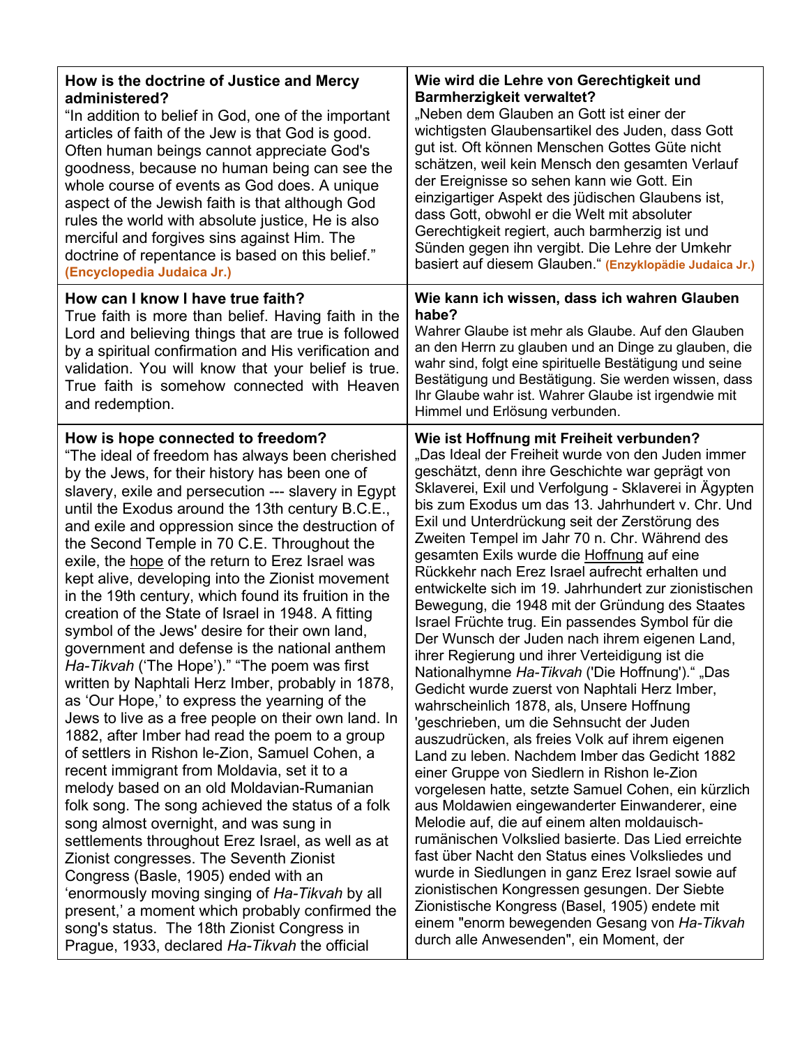| How is the doctrine of Justice and Mercy administered? “In addition to belief in God, one of the important articles of faith of the Jew is that God is good. Often human beings cannot appreciate God's goodness, because no human being can see the whole course of events as God does. A unique aspect of the Jewish faith is that although God rules the world with absolute justice, He is also merciful and forgives sins against Him. The doctrine of repentance is based on this belief.” **(Encyclopedia Judaica Jr.)** | **Wie wird die Lehre von Gerechtigkeit und Barmherzigkeit verwaltet?** „Neben dem Glauben an Gott ist einer der wichtigsten Glaubensartikel des Juden, dass Gott gut ist. Oft können Menschen Gottes Güte nicht schätzen, weil kein Mensch den gesamten Verlauf der Ereignisse so sehen kann wie Gott. Ein einzigartiger Aspekt des jüdischen Glaubens ist, dass Gott, obwohl er die Welt mit absoluter Gerechtigkeit regiert, auch barmherzig ist und Sünden gegen ihn vergibt. Die Lehre der Umkehr basiert auf diesem Glauben.“ **(Enzyklopädie Judaica Jr.)** |
|---|---|
| **How can I know I have true faith?** True faith is more than belief. Having faith in the Lord and believing things that are true is followed by a spiritual confirmation and His verification and validation. You will know that your belief is true. True faith is somehow connected with Heaven and redemption. | **Wie kann ich wissen, dass ich wahren Glauben habe?** Wahrer Glaube ist mehr als Glaube. Auf den Glauben an den Herrn zu glauben und an Dinge zu glauben, die wahr sind, folgt eine spirituelle Bestätigung und seine Bestätigung und Bestätigung. Sie werden wissen, dass Ihr Glaube wahr ist. Wahrer Glaube ist irgendwie mit Himmel und Erlösung verbunden. |
| **How is hope connected to freedom?** “The ideal of freedom has always been cherished by the Jews, for their history has been one of slavery, exile and persecution --- slavery in Egypt until the Exodus around the 13th century B.C.E., and exile and oppression since the destruction of the Second Temple in 70 C.E. Throughout the exile, the <u>hope</u> of the return to Erez Israel was kept alive, developing into the Zionist movement in the 19th century, which found its fruition in the creation of the State of Israel in 1948. A fitting symbol of the Jews' desire for their own land, government and defense is the national anthem *Ha-Tikvah* (‘The Hope’).” “The poem was first written by Naphtali Herz Imber, probably in 1878, as ‘Our Hope,’ to express the yearning of the Jews to live as a free people on their own land. In 1882, after Imber had read the poem to a group of settlers in Rishon le-Zion, Samuel Cohen, a recent immigrant from Moldavia, set it to a melody based on an old Moldavian-Rumanian folk song. The song achieved the status of a folk song almost overnight, and was sung in settlements throughout Erez Israel, as well as at Zionist congresses. The Seventh Zionist Congress (Basle, 1905) ended with an ‘enormously moving singing of *Ha-Tikvah* by all present,’ a moment which probably confirmed the song's status. The 18th Zionist Congress in Prague, 1933, declared *Ha-Tikvah* the official | **Wie ist Hoffnung mit Freiheit verbunden?** „Das Ideal der Freiheit wurde von den Juden immer geschätzt, denn ihre Geschichte war geprägt von Sklaverei, Exil und Verfolgung - Sklaverei in Ägypten bis zum Exodus um das 13. Jahrhundert v. Chr. Und Exil und Unterdrückung seit der Zerstörung des Zweiten Tempel im Jahr 70 n. Chr. Während des gesamten Exils wurde die <u>Hoffnung</u> auf eine Rückkehr nach Erez Israel aufrecht erhalten und entwickelte sich im 19. Jahrhundert zur zionistischen Bewegung, die 1948 mit der Gründung des Staates Israel Früchte trug. Ein passendes Symbol für die Der Wunsch der Juden nach ihrem eigenen Land, ihrer Regierung und ihrer Verteidigung ist die Nationalhymne *Ha-Tikvah* ('Die Hoffnung').“ „Das Gedicht wurde zuerst von Naphtali Herz Imber, wahrscheinlich 1878, als, Unsere Hoffnung 'geschrieben, um die Sehnsucht der Juden auszudrücken, als freies Volk auf ihrem eigenen Land zu leben. Nachdem Imber das Gedicht 1882 einer Gruppe von Siedlern in Rishon le-Zion vorgelesen hatte, setzte Samuel Cohen, ein kürzlich aus Moldawien eingewanderter Einwanderer, eine Melodie auf, die auf einem alten moldauisch-rumänischen Volkslied basierte. Das Lied erreichte fast über Nacht den Status eines Volksliedes und wurde in Siedlungen in ganz Erez Israel sowie auf zionistischen Kongressen gesungen. Der Siebte Zionistische Kongress (Basel, 1905) endete mit einem "enorm bewegenden Gesang von *Ha-Tikvah* durch alle Anwesenden", ein Moment, der |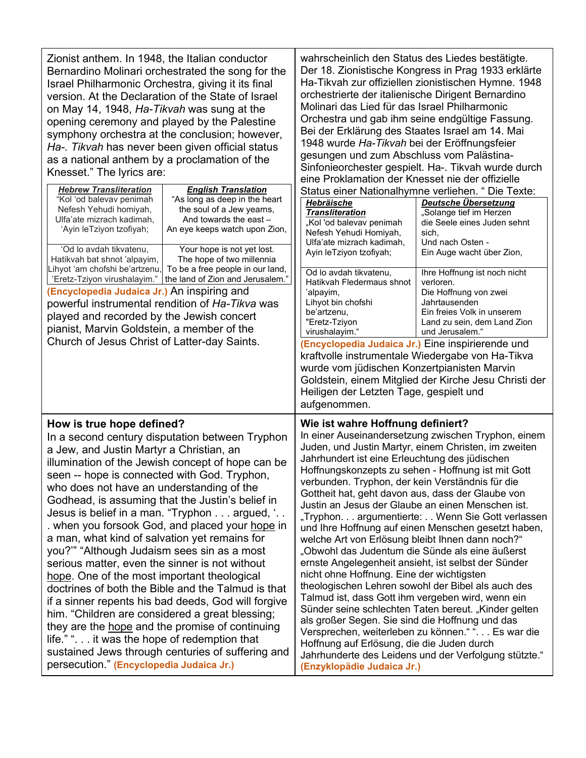Zionist anthem. In 1948, the Italian conductor Bernardino Molinari orchestrated the song for the Israel Philharmonic Orchestra, giving it its final version. At the Declaration of the State of Israel on May 14, 1948, *Ha-Tikvah* was sung at the opening ceremony and played by the Palestine symphony orchestra at the conclusion; however, *Ha-. Tikvah* has never been given official status as a national anthem by a proclamation of the Knesset." The lyrics are:

| ***Hebrew Transliteration*** | ***English Translation*** |
|---|---|
| "Kol 'od balevav penimah Nefesh Yehudi homiyah, Ulfa'ate mizrach kadimah, 'Ayin leTziyon tzofiyah; | "As long as deep in the heart the soul of a Jew yearns, And towards the east – An eye keeps watch upon Zion, |
| 'Od lo avdah tikvatenu, Hatikvah bat shnot 'alpayim, Lihyot 'am chofshi be'artzenu, 'Eretz-Tziyon virushalayim." | Your hope is not yet lost. The hope of two millennia To be a free people in our land, the land of Zion and Jerusalem." |

**(Encyclopedia Judaica Jr.)** An inspiring and powerful instrumental rendition of *Ha-Tikva* was played and recorded by the Jewish concert pianist, Marvin Goldstein, a member of the Church of Jesus Christ of Latter-day Saints.

wahrscheinlich den Status des Liedes bestätigte. Der 18. Zionistische Kongress in Prag 1933 erklärte Ha-Tikvah zur offiziellen zionistischen Hymne. 1948 orchestrierte der italienische Dirigent Bernardino Molinari das Lied für das Israel Philharmonic Orchestra und gab ihm seine endgültige Fassung. Bei der Erklärung des Staates Israel am 14. Mai 1948 wurde *Ha-Tikvah* bei der Eröffnungsfeier gesungen und zum Abschluss vom Palästina-Sinfonieorchester gespielt. Ha-. Tikvah wurde durch eine Proklamation der Knesset nie der offizielle Status einer Nationalhymne verliehen. " Die Texte:

| ***Hebräische Transliteration*** | ***Deutsche Übersetzung*** |
|---|---|
| „Kol 'od balevav penimah Nefesh Yehudi Homiyah, Ulfa'ate mizrach kadimah, Ayin leTziyon tzofiyah; | „Solange tief im Herzen die Seele eines Juden sehnt sich, Und nach Osten - Ein Auge wacht über Zion, |
| Od lo avdah tikvatenu, Hatikvah Fledermaus shnot 'alpayim, Lihyot bin chofshi be'artzenu, "Eretz-Tziyon virushalayim." | Ihre Hoffnung ist noch nicht verloren. Die Hoffnung von zwei Jahrtausenden Ein freies Volk in unserem Land zu sein, dem Land Zion und Jerusalem." |

**(Encyclopedia Judaica Jr.)** Eine inspirierende und kraftvolle instrumentale Wiedergabe von Ha-Tikva wurde vom jüdischen Konzertpianisten Marvin Goldstein, einem Mitglied der Kirche Jesu Christi der Heiligen der Letzten Tage, gespielt und aufgenommen.

**How is true hope defined?**

In a second century disputation between Tryphon a Jew, and Justin Martyr a Christian, an illumination of the Jewish concept of hope can be seen -- hope is connected with God. Tryphon, who does not have an understanding of the Godhead, is assuming that the Justin's belief in Jesus is belief in a man. "Tryphon . . . argued, '. . . when you forsook God, and placed your hope in a man, what kind of salvation yet remains for you?'" "Although Judaism sees sin as a most serious matter, even the sinner is not without hope. One of the most important theological doctrines of both the Bible and the Talmud is that if a sinner repents his bad deeds, God will forgive him. "Children are considered a great blessing; they are the hope and the promise of continuing life." ". . . it was the hope of redemption that sustained Jews through centuries of suffering and persecution." **(Encyclopedia Judaica Jr.)**

**Wie ist wahre Hoffnung definiert?**

In einer Auseinandersetzung zwischen Tryphon, einem Juden, und Justin Martyr, einem Christen, im zweiten Jahrhundert ist eine Erleuchtung des jüdischen Hoffnungskonzepts zu sehen - Hoffnung ist mit Gott verbunden. Tryphon, der kein Verständnis für die Gottheit hat, geht davon aus, dass der Glaube von Justin an Jesus der Glaube an einen Menschen ist. „Tryphon. . . argumentierte: . . Wenn Sie Gott verlassen und Ihre Hoffnung auf einen Menschen gesetzt haben, welche Art von Erlösung bleibt Ihnen dann noch?" „Obwohl das Judentum die Sünde als eine äußerst ernste Angelegenheit ansieht, ist selbst der Sünder nicht ohne Hoffnung. Eine der wichtigsten theologischen Lehren sowohl der Bibel als auch des Talmud ist, dass Gott ihm vergeben wird, wenn ein Sünder seine schlechten Taten bereut. „Kinder gelten als großer Segen. Sie sind die Hoffnung und das Versprechen, weiterleben zu können." ". . . Es war die Hoffnung auf Erlösung, die die Juden durch Jahrhunderte des Leidens und der Verfolgung stützte." **(Enzyklopädie Judaica Jr.)**